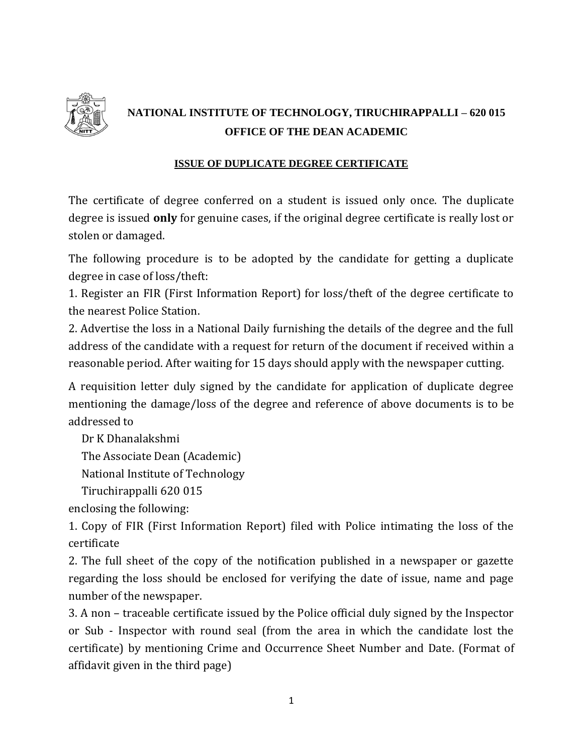# NATIONAL INSTITUTE OF TECHNOLOGY, TIRUCHIRAPPALLI – 620 015
## OFFICE OF THE DEAN ACADEMIC

### ISSUE OF DUPLICATE DEGREE CERTIFICATE

The certificate of degree conferred on a student is issued only once. The duplicate degree is issued **only** for genuine cases, if the original degree certificate is really lost or stolen or damaged.

The following procedure is to be adopted by the candidate for getting a duplicate degree in case of loss/theft:

1. Register an FIR (First Information Report) for loss/theft of the degree certificate to the nearest Police Station.
2. Advertise the loss in a National Daily furnishing the details of the degree and the full address of the candidate with a request for return of the document if received within a reasonable period. After waiting for 15 days should apply with the newspaper cutting.

A requisition letter duly signed by the candidate for application of duplicate degree mentioning the damage/loss of the degree and reference of above documents is to be addressed to

Dr K Dhanalakshmi  
The Associate Dean (Academic)  
National Institute of Technology  
Tiruchirappalli 620 015

enclosing the following:

1. Copy of FIR (First Information Report) filed with Police intimating the loss of the certificate
2. The full sheet of the copy of the notification published in a newspaper or gazette regarding the loss should be enclosed for verifying the date of issue, name and page number of the newspaper.
3. A non – traceable certificate issued by the Police official duly signed by the Inspector or Sub - Inspector with round seal (from the area in which the candidate lost the certificate) by mentioning Crime and Occurrence Sheet Number and Date. (Format of affidavit given in the third page)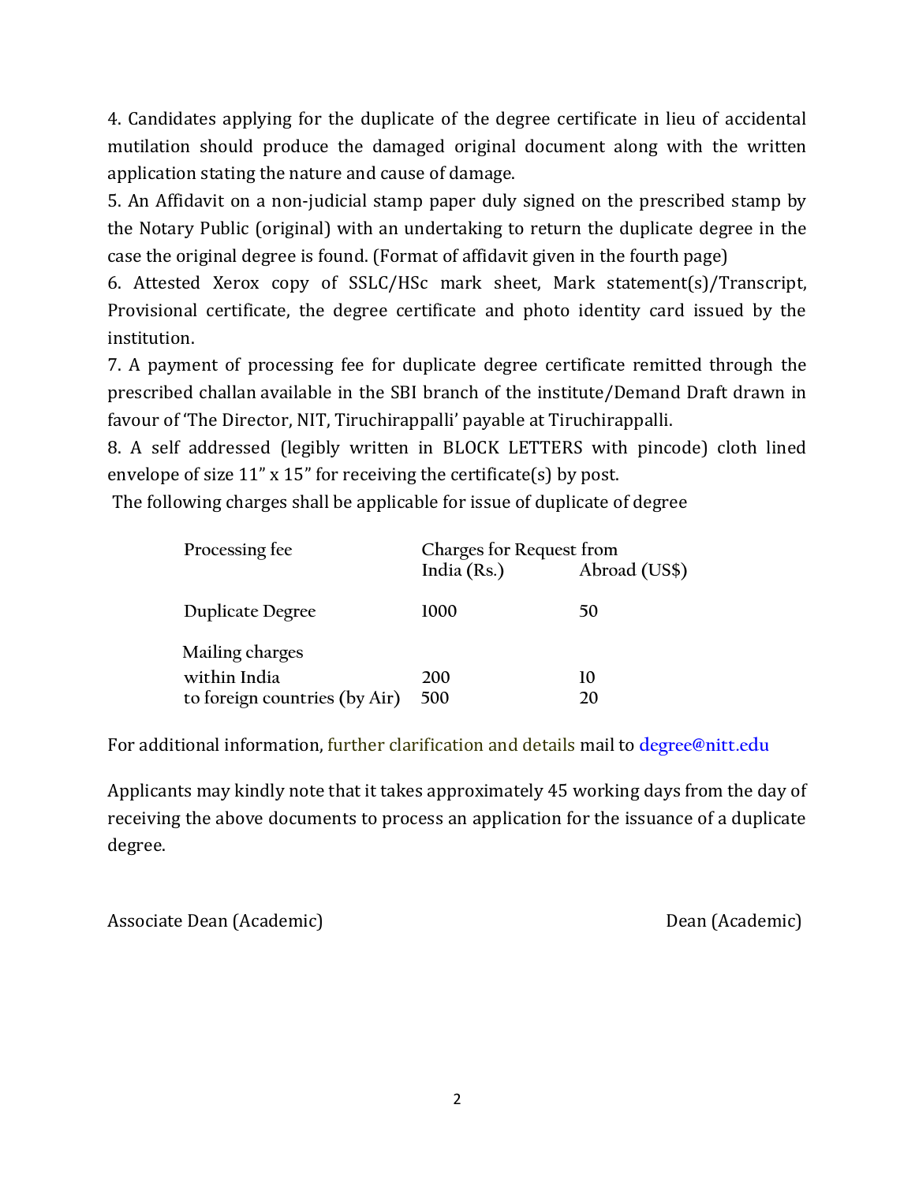4. Candidates applying for the duplicate of the degree certificate in lieu of accidental mutilation should produce the damaged original document along with the written application stating the nature and cause of damage.

5. An Affidavit on a non-judicial stamp paper duly signed on the prescribed stamp by the Notary Public (original) with an undertaking to return the duplicate degree in the case the original degree is found. (Format of affidavit given in the fourth page)

6. Attested Xerox copy of SSLC/HSc mark sheet, Mark statement(s)/Transcript, Provisional certificate, the degree certificate and photo identity card issued by the institution.

7. A payment of processing fee for duplicate degree certificate remitted through the prescribed challan available in the SBI branch of the institute/Demand Draft drawn in favour of 'The Director, NIT, Tiruchirappalli' payable at Tiruchirappalli.

8. A self addressed (legibly written in BLOCK LETTERS with pincode) cloth lined envelope of size 11" x 15" for receiving the certificate(s) by post.

The following charges shall be applicable for issue of duplicate of degree

| Processing fee | Charges for Request from | |
|---|---|---|
| | India (Rs.) | Abroad (US$) |
| Duplicate Degree | 1000 | 50 |
| Mailing charges | | |
| within India | 200 | 10 |
| to foreign countries (by Air) | 500 | 20 |

For additional information, further clarification and details mail to degree@nitt.edu

Applicants may kindly note that it takes approximately 45 working days from the day of receiving the above documents to process an application for the issuance of a duplicate degree.

Associate Dean (Academic) Dean (Academic)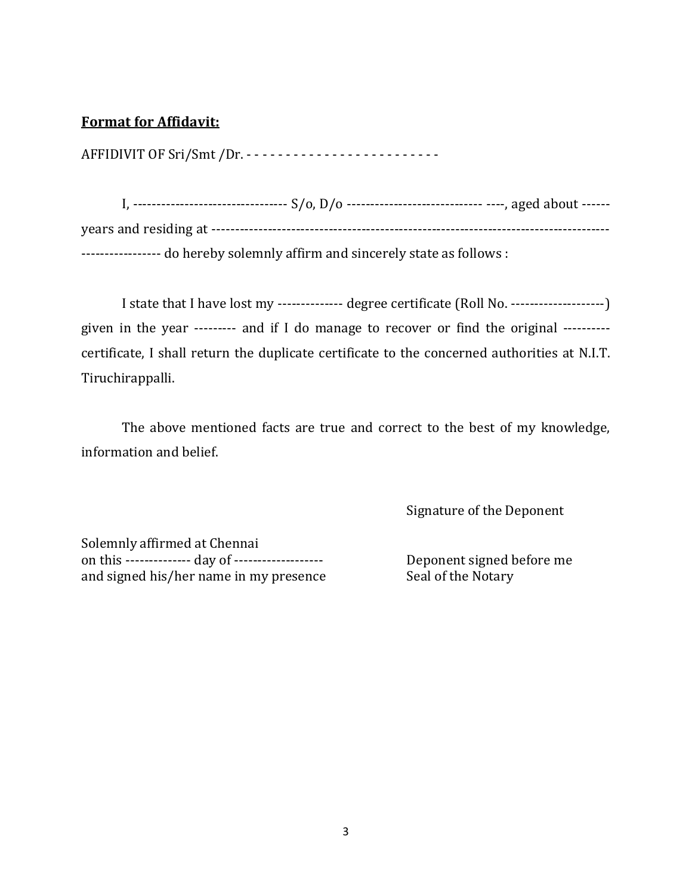**Format for Affidavit:**

AFFIDIVIT OF Sri/Smt /Dr. - - - - - - - - - - - - - - - - - - - - - - - - -

I, -------------------------------- S/o, D/o ---------------------------- ----, aged about ------ years and residing at ------------------------------------------------------------------------------------ ----------------- do hereby solemnly affirm and sincerely state as follows :

I state that I have lost my -------------- degree certificate (Roll No. --------------------) given in the year --------- and if I do manage to recover or find the original ---------- certificate, I shall return the duplicate certificate to the concerned authorities at N.I.T. Tiruchirappalli.

The above mentioned facts are true and correct to the best of my knowledge, information and belief.

Signature of the Deponent

Solemnly affirmed at Chennai
on this -------------- day of -------------------
and signed his/her name in my presence

Deponent signed before me
Seal of the Notary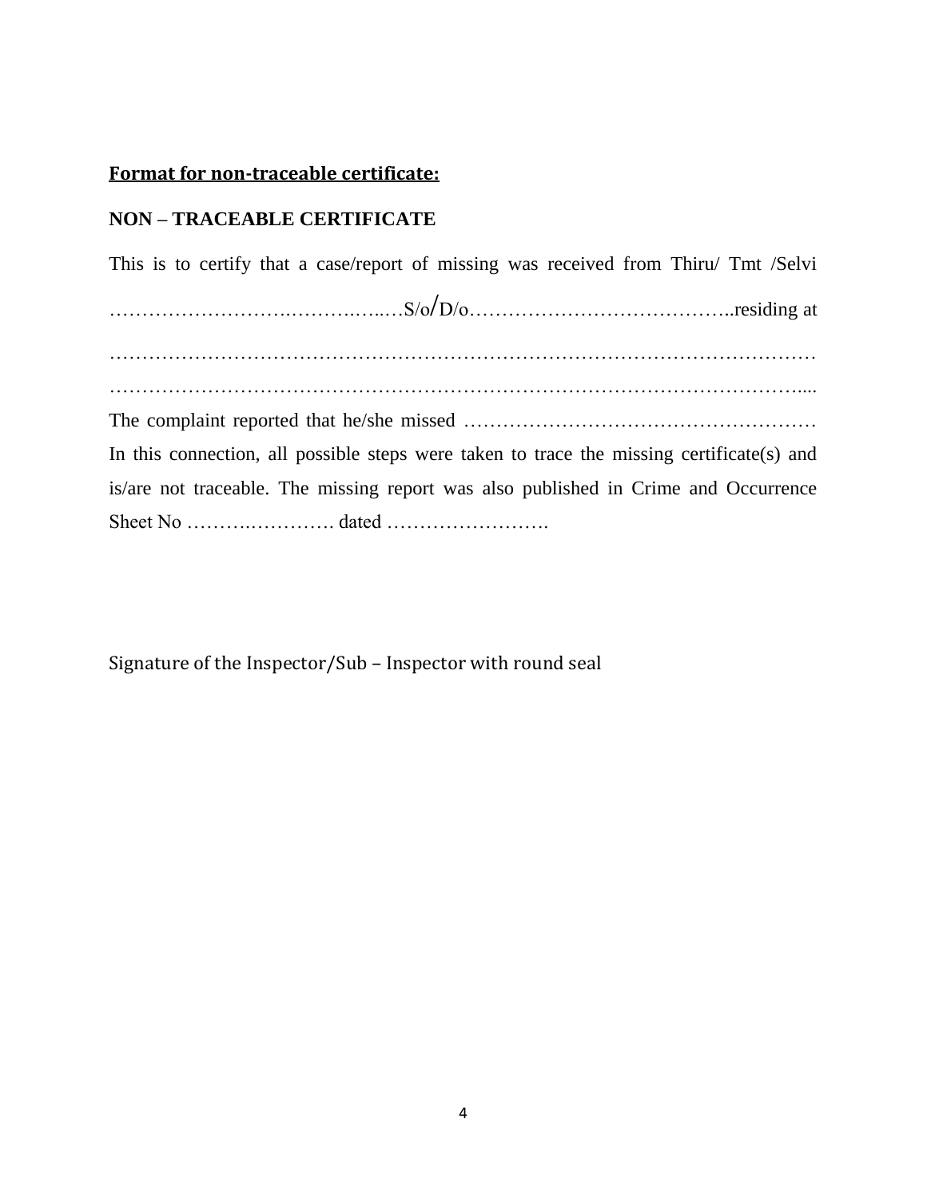**<u>Format for non-traceable certificate:</u>**

**NON – TRACEABLE CERTIFICATE**

This is to certify that a case/report of missing was received from Thiru/ Tmt /Selvi ……………………….……….…..…S/o/D/o…………………………………..residing at ……………………………………………………………………………………………… ……………………………………………………………………………………………....

The complaint reported that he/she missed ………………………………………………

In this connection, all possible steps were taken to trace the missing certificate(s) and is/are not traceable. The missing report was also published in Crime and Occurrence Sheet No ……….…………. dated …………………….

Signature of the Inspector/Sub – Inspector with round seal